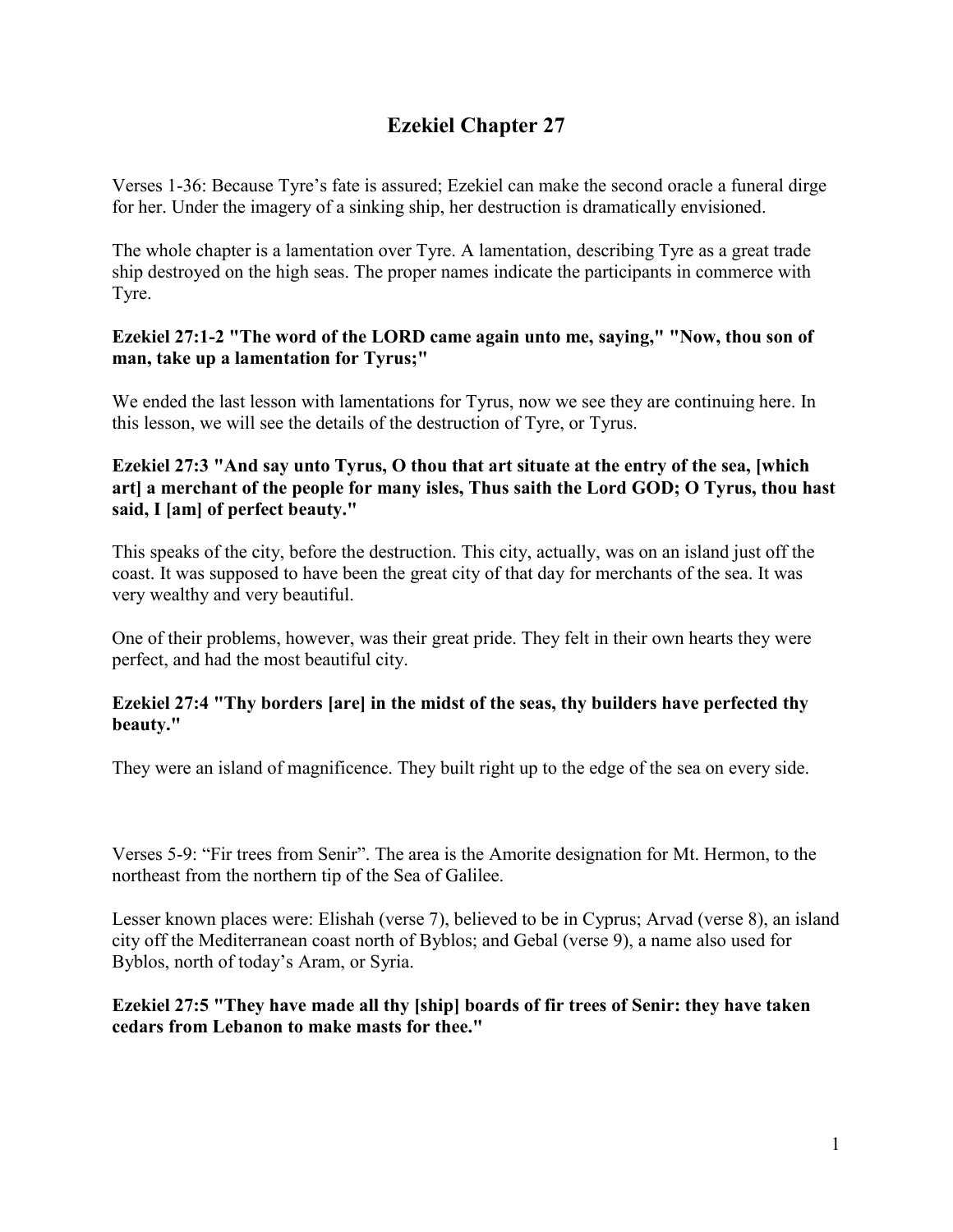# Ezekiel Chapter 27

Verses 1-36: Because Tyre's fate is assured; Ezekiel can make the second oracle a funeral dirge for her. Under the imagery of a sinking ship, her destruction is dramatically envisioned.

The whole chapter is a lamentation over Tyre. A lamentation, describing Tyre as a great trade ship destroyed on the high seas. The proper names indicate the participants in commerce with Tyre.

**Ezekiel 27:1-2 "The word of the LORD came again unto me, saying," "Now, thou son of man, take up a lamentation for Tyrus;"**

We ended the last lesson with lamentations for Tyrus, now we see they are continuing here. In this lesson, we will see the details of the destruction of Tyre, or Tyrus.

**Ezekiel 27:3 "And say unto Tyrus, O thou that art situate at the entry of the sea, [which art] a merchant of the people for many isles, Thus saith the Lord GOD; O Tyrus, thou hast said, I [am] of perfect beauty."**

This speaks of the city, before the destruction. This city, actually, was on an island just off the coast. It was supposed to have been the great city of that day for merchants of the sea. It was very wealthy and very beautiful.

One of their problems, however, was their great pride. They felt in their own hearts they were perfect, and had the most beautiful city.

**Ezekiel 27:4 "Thy borders [are] in the midst of the seas, thy builders have perfected thy beauty."**

They were an island of magnificence. They built right up to the edge of the sea on every side.

Verses 5-9: "Fir trees from Senir". The area is the Amorite designation for Mt. Hermon, to the northeast from the northern tip of the Sea of Galilee.

Lesser known places were: Elishah (verse 7), believed to be in Cyprus; Arvad (verse 8), an island city off the Mediterranean coast north of Byblos; and Gebal (verse 9), a name also used for Byblos, north of today's Aram, or Syria.

**Ezekiel 27:5 "They have made all thy [ship] boards of fir trees of Senir: they have taken cedars from Lebanon to make masts for thee."**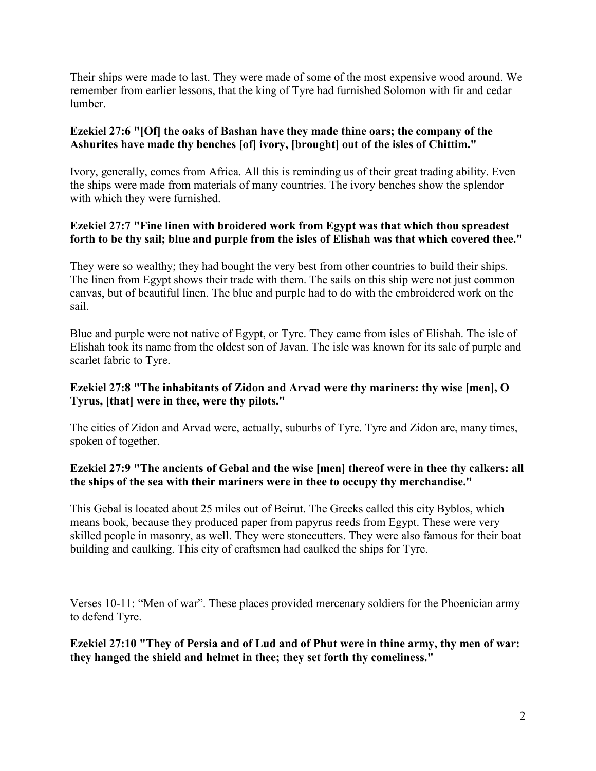Their ships were made to last. They were made of some of the most expensive wood around. We remember from earlier lessons, that the king of Tyre had furnished Solomon with fir and cedar lumber.

**Ezekiel 27:6 "[Of] the oaks of Bashan have they made thine oars; the company of the Ashurites have made thy benches [of] ivory, [brought] out of the isles of Chittim."**

Ivory, generally, comes from Africa. All this is reminding us of their great trading ability. Even the ships were made from materials of many countries. The ivory benches show the splendor with which they were furnished.

**Ezekiel 27:7 "Fine linen with broidered work from Egypt was that which thou spreadest forth to be thy sail; blue and purple from the isles of Elishah was that which covered thee."**

They were so wealthy; they had bought the very best from other countries to build their ships. The linen from Egypt shows their trade with them. The sails on this ship were not just common canvas, but of beautiful linen. The blue and purple had to do with the embroidered work on the sail.

Blue and purple were not native of Egypt, or Tyre. They came from isles of Elishah. The isle of Elishah took its name from the oldest son of Javan. The isle was known for its sale of purple and scarlet fabric to Tyre.

**Ezekiel 27:8 "The inhabitants of Zidon and Arvad were thy mariners: thy wise [men], O Tyrus, [that] were in thee, were thy pilots."**

The cities of Zidon and Arvad were, actually, suburbs of Tyre. Tyre and Zidon are, many times, spoken of together.

**Ezekiel 27:9 "The ancients of Gebal and the wise [men] thereof were in thee thy calkers: all the ships of the sea with their mariners were in thee to occupy thy merchandise."**

This Gebal is located about 25 miles out of Beirut. The Greeks called this city Byblos, which means book, because they produced paper from papyrus reeds from Egypt. These were very skilled people in masonry, as well. They were stonecutters. They were also famous for their boat building and caulking. This city of craftsmen had caulked the ships for Tyre.

Verses 10-11: “Men of war”. These places provided mercenary soldiers for the Phoenician army to defend Tyre.

**Ezekiel 27:10 "They of Persia and of Lud and of Phut were in thine army, thy men of war: they hanged the shield and helmet in thee; they set forth thy comeliness."**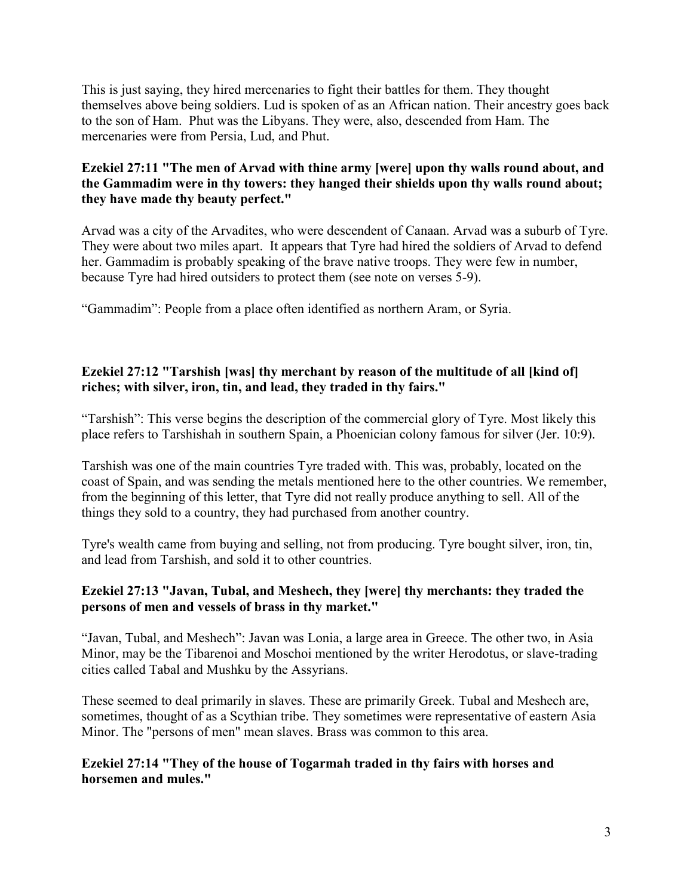This is just saying, they hired mercenaries to fight their battles for them. They thought themselves above being soldiers. Lud is spoken of as an African nation. Their ancestry goes back to the son of Ham. Phut was the Libyans. They were, also, descended from Ham. The mercenaries were from Persia, Lud, and Phut.

**Ezekiel 27:11 "The men of Arvad with thine army [were] upon thy walls round about, and the Gammadim were in thy towers: they hanged their shields upon thy walls round about; they have made thy beauty perfect."**

Arvad was a city of the Arvadites, who were descendent of Canaan. Arvad was a suburb of Tyre. They were about two miles apart. It appears that Tyre had hired the soldiers of Arvad to defend her. Gammadim is probably speaking of the brave native troops. They were few in number, because Tyre had hired outsiders to protect them (see note on verses 5-9).

"Gammadim": People from a place often identified as northern Aram, or Syria.

**Ezekiel 27:12 "Tarshish [was] thy merchant by reason of the multitude of all [kind of] riches; with silver, iron, tin, and lead, they traded in thy fairs."**

"Tarshish": This verse begins the description of the commercial glory of Tyre. Most likely this place refers to Tarshishah in southern Spain, a Phoenician colony famous for silver (Jer. 10:9).

Tarshish was one of the main countries Tyre traded with. This was, probably, located on the coast of Spain, and was sending the metals mentioned here to the other countries. We remember, from the beginning of this letter, that Tyre did not really produce anything to sell. All of the things they sold to a country, they had purchased from another country.

Tyre's wealth came from buying and selling, not from producing. Tyre bought silver, iron, tin, and lead from Tarshish, and sold it to other countries.

**Ezekiel 27:13 "Javan, Tubal, and Meshech, they [were] thy merchants: they traded the persons of men and vessels of brass in thy market."**

"Javan, Tubal, and Meshech": Javan was Lonia, a large area in Greece. The other two, in Asia Minor, may be the Tibarenoi and Moschoi mentioned by the writer Herodotus, or slave-trading cities called Tabal and Mushku by the Assyrians.

These seemed to deal primarily in slaves. These are primarily Greek. Tubal and Meshech are, sometimes, thought of as a Scythian tribe. They sometimes were representative of eastern Asia Minor. The "persons of men" mean slaves. Brass was common to this area.

**Ezekiel 27:14 "They of the house of Togarmah traded in thy fairs with horses and horsemen and mules."**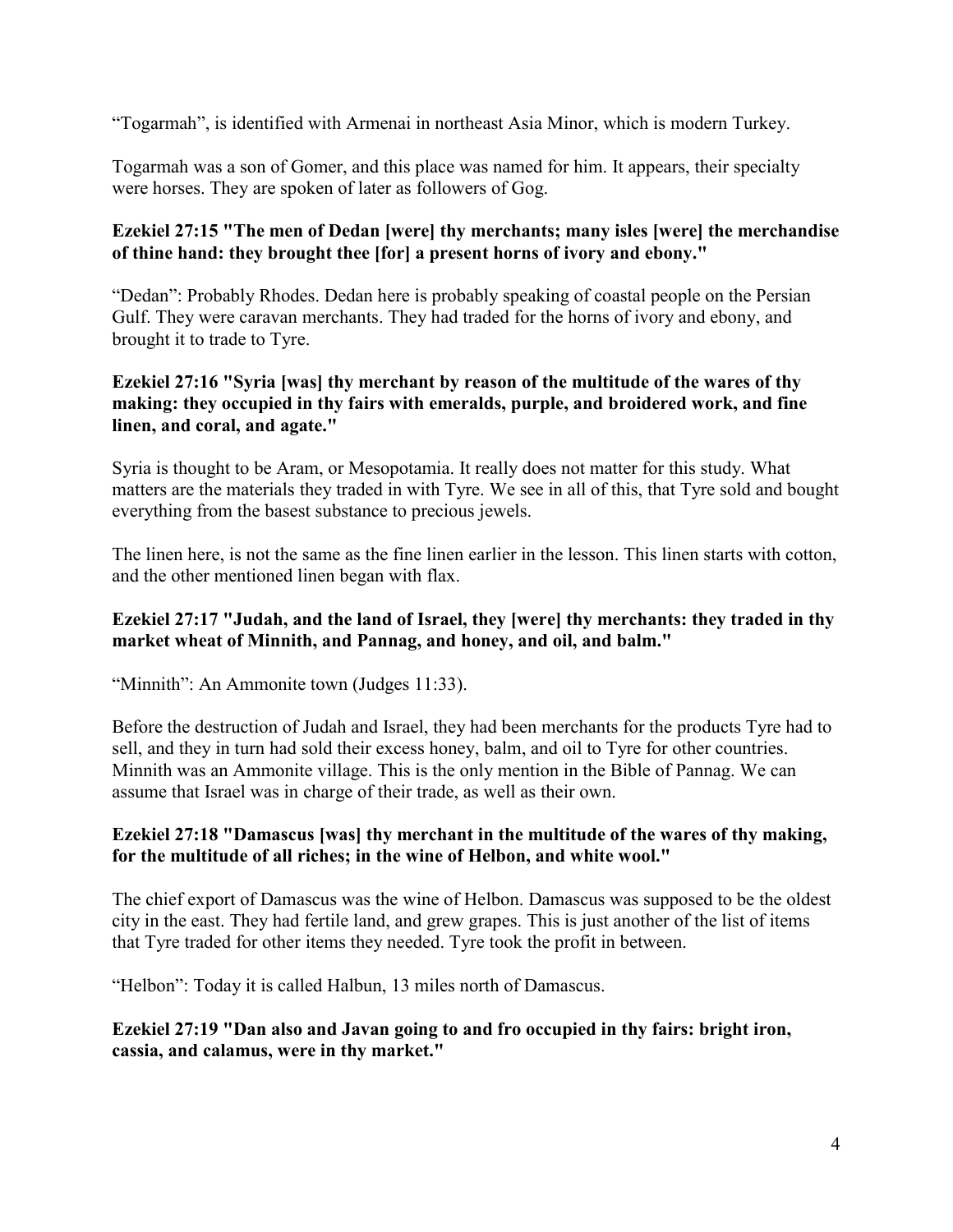“Togarmah”, is identified with Armenai in northeast Asia Minor, which is modern Turkey.

Togarmah was a son of Gomer, and this place was named for him. It appears, their specialty were horses. They are spoken of later as followers of Gog.

**Ezekiel 27:15 "The men of Dedan [were] thy merchants; many isles [were] the merchandise of thine hand: they brought thee [for] a present horns of ivory and ebony."**

“Dedan”: Probably Rhodes. Dedan here is probably speaking of coastal people on the Persian Gulf. They were caravan merchants. They had traded for the horns of ivory and ebony, and brought it to trade to Tyre.

**Ezekiel 27:16 "Syria [was] thy merchant by reason of the multitude of the wares of thy making: they occupied in thy fairs with emeralds, purple, and broidered work, and fine linen, and coral, and agate."**

Syria is thought to be Aram, or Mesopotamia. It really does not matter for this study. What matters are the materials they traded in with Tyre. We see in all of this, that Tyre sold and bought everything from the basest substance to precious jewels.

The linen here, is not the same as the fine linen earlier in the lesson. This linen starts with cotton, and the other mentioned linen began with flax.

**Ezekiel 27:17 "Judah, and the land of Israel, they [were] thy merchants: they traded in thy market wheat of Minnith, and Pannag, and honey, and oil, and balm."**

“Minnith”: An Ammonite town (Judges 11:33).

Before the destruction of Judah and Israel, they had been merchants for the products Tyre had to sell, and they in turn had sold their excess honey, balm, and oil to Tyre for other countries. Minnith was an Ammonite village. This is the only mention in the Bible of Pannag. We can assume that Israel was in charge of their trade, as well as their own.

**Ezekiel 27:18 "Damascus [was] thy merchant in the multitude of the wares of thy making, for the multitude of all riches; in the wine of Helbon, and white wool."**

The chief export of Damascus was the wine of Helbon. Damascus was supposed to be the oldest city in the east. They had fertile land, and grew grapes. This is just another of the list of items that Tyre traded for other items they needed. Tyre took the profit in between.

“Helbon”: Today it is called Halbun, 13 miles north of Damascus.

**Ezekiel 27:19 "Dan also and Javan going to and fro occupied in thy fairs: bright iron, cassia, and calamus, were in thy market."**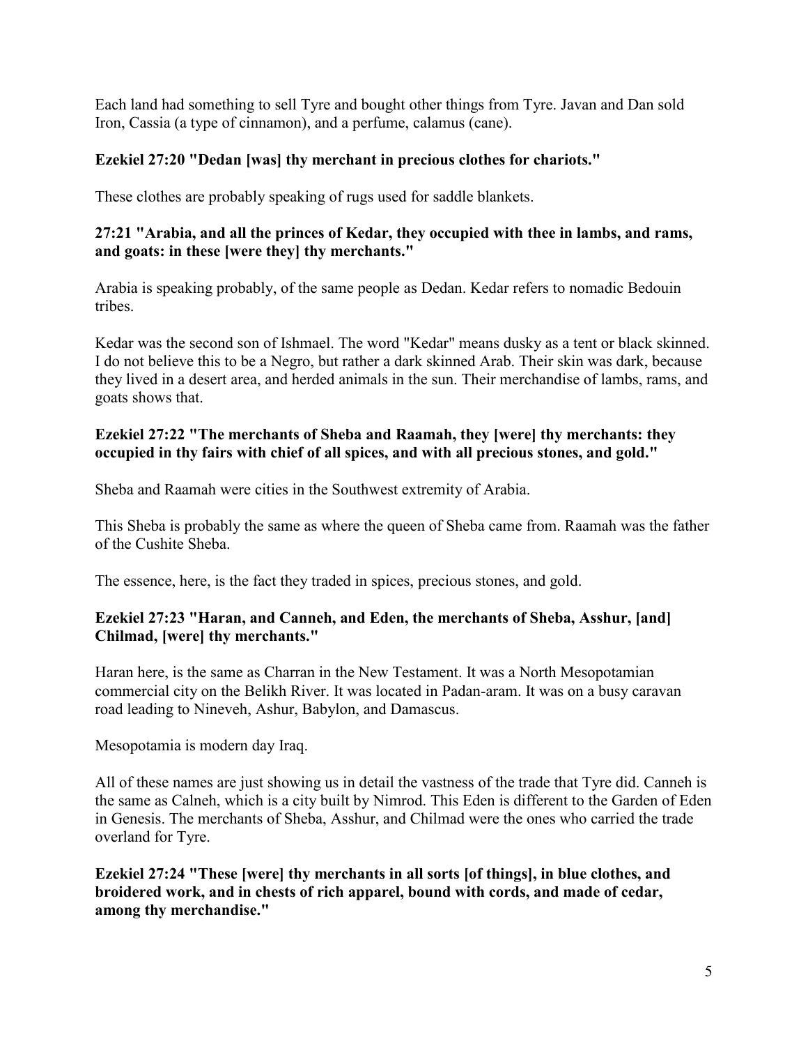Each land had something to sell Tyre and bought other things from Tyre. Javan and Dan sold Iron, Cassia (a type of cinnamon), and a perfume, calamus (cane).

**Ezekiel 27:20 "Dedan [was] thy merchant in precious clothes for chariots."**

These clothes are probably speaking of rugs used for saddle blankets.

**27:21 "Arabia, and all the princes of Kedar, they occupied with thee in lambs, and rams, and goats: in these [were they] thy merchants."**

Arabia is speaking probably, of the same people as Dedan. Kedar refers to nomadic Bedouin tribes.

Kedar was the second son of Ishmael. The word "Kedar" means dusky as a tent or black skinned. I do not believe this to be a Negro, but rather a dark skinned Arab. Their skin was dark, because they lived in a desert area, and herded animals in the sun. Their merchandise of lambs, rams, and goats shows that.

**Ezekiel 27:22 "The merchants of Sheba and Raamah, they [were] thy merchants: they occupied in thy fairs with chief of all spices, and with all precious stones, and gold."**

Sheba and Raamah were cities in the Southwest extremity of Arabia.

This Sheba is probably the same as where the queen of Sheba came from. Raamah was the father of the Cushite Sheba.

The essence, here, is the fact they traded in spices, precious stones, and gold.

**Ezekiel 27:23 "Haran, and Canneh, and Eden, the merchants of Sheba, Asshur, [and] Chilmad, [were] thy merchants."**

Haran here, is the same as Charran in the New Testament. It was a North Mesopotamian commercial city on the Belikh River. It was located in Padan-aram. It was on a busy caravan road leading to Nineveh, Ashur, Babylon, and Damascus.

Mesopotamia is modern day Iraq.

All of these names are just showing us in detail the vastness of the trade that Tyre did. Canneh is the same as Calneh, which is a city built by Nimrod. This Eden is different to the Garden of Eden in Genesis. The merchants of Sheba, Asshur, and Chilmad were the ones who carried the trade overland for Tyre.

**Ezekiel 27:24 "These [were] thy merchants in all sorts [of things], in blue clothes, and broidered work, and in chests of rich apparel, bound with cords, and made of cedar, among thy merchandise."**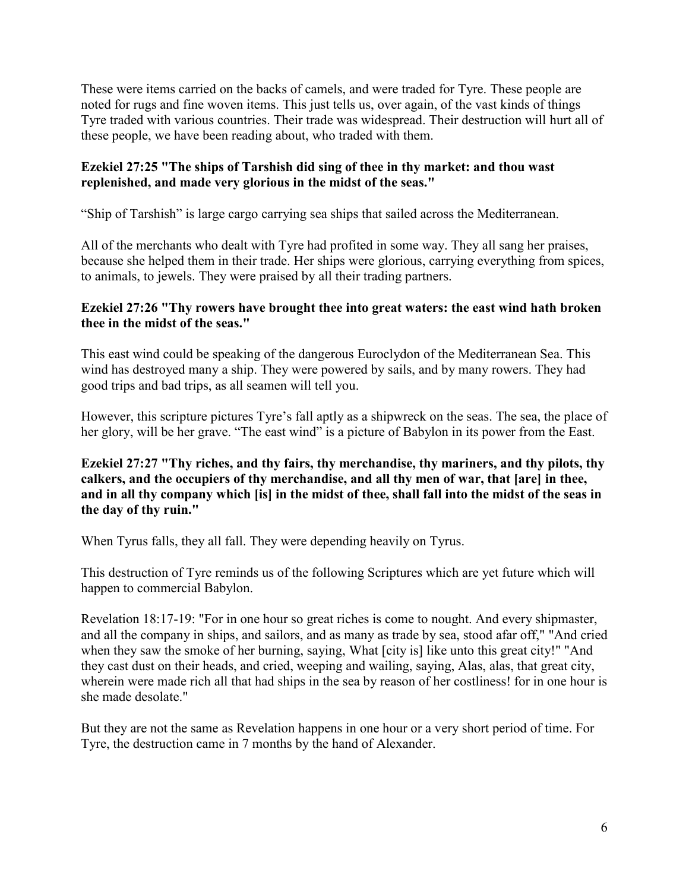These were items carried on the backs of camels, and were traded for Tyre. These people are noted for rugs and fine woven items. This just tells us, over again, of the vast kinds of things Tyre traded with various countries. Their trade was widespread. Their destruction will hurt all of these people, we have been reading about, who traded with them.

**Ezekiel 27:25 "The ships of Tarshish did sing of thee in thy market: and thou wast replenished, and made very glorious in the midst of the seas."**

"Ship of Tarshish" is large cargo carrying sea ships that sailed across the Mediterranean.

All of the merchants who dealt with Tyre had profited in some way. They all sang her praises, because she helped them in their trade. Her ships were glorious, carrying everything from spices, to animals, to jewels. They were praised by all their trading partners.

**Ezekiel 27:26 "Thy rowers have brought thee into great waters: the east wind hath broken thee in the midst of the seas."**

This east wind could be speaking of the dangerous Euroclydon of the Mediterranean Sea. This wind has destroyed many a ship. They were powered by sails, and by many rowers. They had good trips and bad trips, as all seamen will tell you.

However, this scripture pictures Tyre's fall aptly as a shipwreck on the seas. The sea, the place of her glory, will be her grave. "The east wind" is a picture of Babylon in its power from the East.

**Ezekiel 27:27 "Thy riches, and thy fairs, thy merchandise, thy mariners, and thy pilots, thy calkers, and the occupiers of thy merchandise, and all thy men of war, that [are] in thee, and in all thy company which [is] in the midst of thee, shall fall into the midst of the seas in the day of thy ruin."**

When Tyrus falls, they all fall. They were depending heavily on Tyrus.

This destruction of Tyre reminds us of the following Scriptures which are yet future which will happen to commercial Babylon.

Revelation 18:17-19: "For in one hour so great riches is come to nought. And every shipmaster, and all the company in ships, and sailors, and as many as trade by sea, stood afar off," "And cried when they saw the smoke of her burning, saying, What [city is] like unto this great city!" "And they cast dust on their heads, and cried, weeping and wailing, saying, Alas, alas, that great city, wherein were made rich all that had ships in the sea by reason of her costliness! for in one hour is she made desolate."

But they are not the same as Revelation happens in one hour or a very short period of time. For Tyre, the destruction came in 7 months by the hand of Alexander.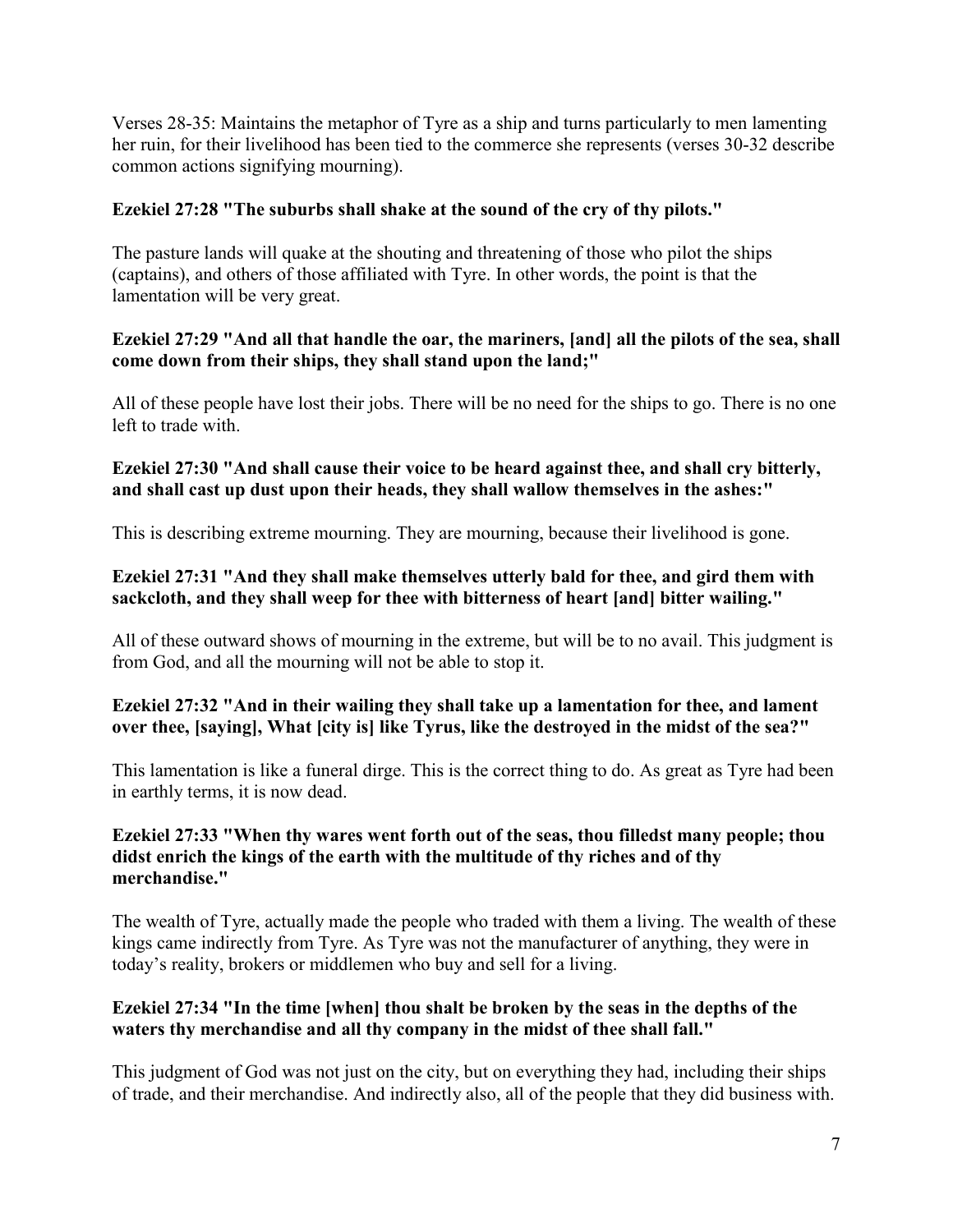Verses 28-35: Maintains the metaphor of Tyre as a ship and turns particularly to men lamenting her ruin, for their livelihood has been tied to the commerce she represents (verses 30-32 describe common actions signifying mourning).

**Ezekiel 27:28 "The suburbs shall shake at the sound of the cry of thy pilots."**

The pasture lands will quake at the shouting and threatening of those who pilot the ships (captains), and others of those affiliated with Tyre. In other words, the point is that the lamentation will be very great.

**Ezekiel 27:29 "And all that handle the oar, the mariners, [and] all the pilots of the sea, shall come down from their ships, they shall stand upon the land;"**

All of these people have lost their jobs. There will be no need for the ships to go. There is no one left to trade with.

**Ezekiel 27:30 "And shall cause their voice to be heard against thee, and shall cry bitterly, and shall cast up dust upon their heads, they shall wallow themselves in the ashes:"**

This is describing extreme mourning. They are mourning, because their livelihood is gone.

**Ezekiel 27:31 "And they shall make themselves utterly bald for thee, and gird them with sackcloth, and they shall weep for thee with bitterness of heart [and] bitter wailing."**

All of these outward shows of mourning in the extreme, but will be to no avail. This judgment is from God, and all the mourning will not be able to stop it.

**Ezekiel 27:32 "And in their wailing they shall take up a lamentation for thee, and lament over thee, [saying], What [city is] like Tyrus, like the destroyed in the midst of the sea?"**

This lamentation is like a funeral dirge. This is the correct thing to do. As great as Tyre had been in earthly terms, it is now dead.

**Ezekiel 27:33 "When thy wares went forth out of the seas, thou filledst many people; thou didst enrich the kings of the earth with the multitude of thy riches and of thy merchandise."**

The wealth of Tyre, actually made the people who traded with them a living. The wealth of these kings came indirectly from Tyre. As Tyre was not the manufacturer of anything, they were in today's reality, brokers or middlemen who buy and sell for a living.

**Ezekiel 27:34 "In the time [when] thou shalt be broken by the seas in the depths of the waters thy merchandise and all thy company in the midst of thee shall fall."**

This judgment of God was not just on the city, but on everything they had, including their ships of trade, and their merchandise. And indirectly also, all of the people that they did business with.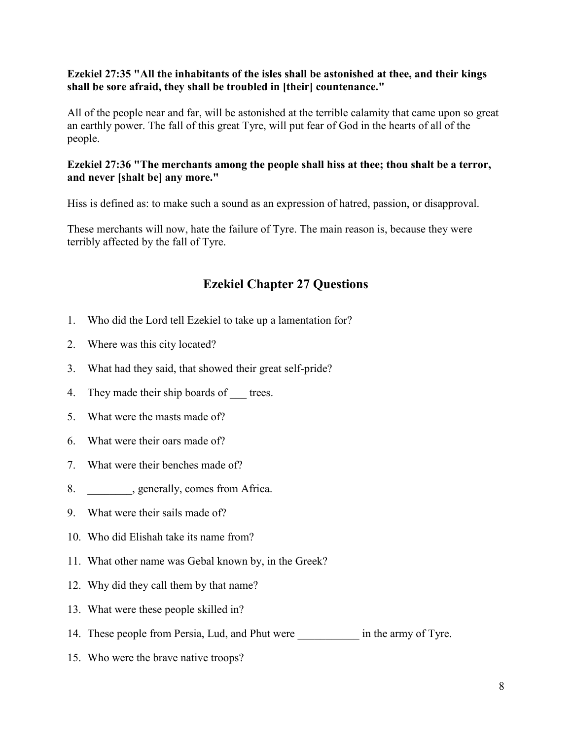**Ezekiel 27:35 "All the inhabitants of the isles shall be astonished at thee, and their kings shall be sore afraid, they shall be troubled in [their] countenance."**

All of the people near and far, will be astonished at the terrible calamity that came upon so great an earthly power. The fall of this great Tyre, will put fear of God in the hearts of all of the people.

**Ezekiel 27:36 "The merchants among the people shall hiss at thee; thou shalt be a terror, and never [shalt be] any more."**

Hiss is defined as: to make such a sound as an expression of hatred, passion, or disapproval.

These merchants will now, hate the failure of Tyre. The main reason is, because they were terribly affected by the fall of Tyre.

## Ezekiel Chapter 27 Questions

1. Who did the Lord tell Ezekiel to take up a lamentation for?
2. Where was this city located?
3. What had they said, that showed their great self-pride?
4. They made their ship boards of ___ trees.
5. What were the masts made of?
6. What were their oars made of?
7. What were their benches made of?
8. ________, generally, comes from Africa.
9. What were their sails made of?
10. Who did Elishah take its name from?
11. What other name was Gebal known by, in the Greek?
12. Why did they call them by that name?
13. What were these people skilled in?
14. These people from Persia, Lud, and Phut were ___________ in the army of Tyre.
15. Who were the brave native troops?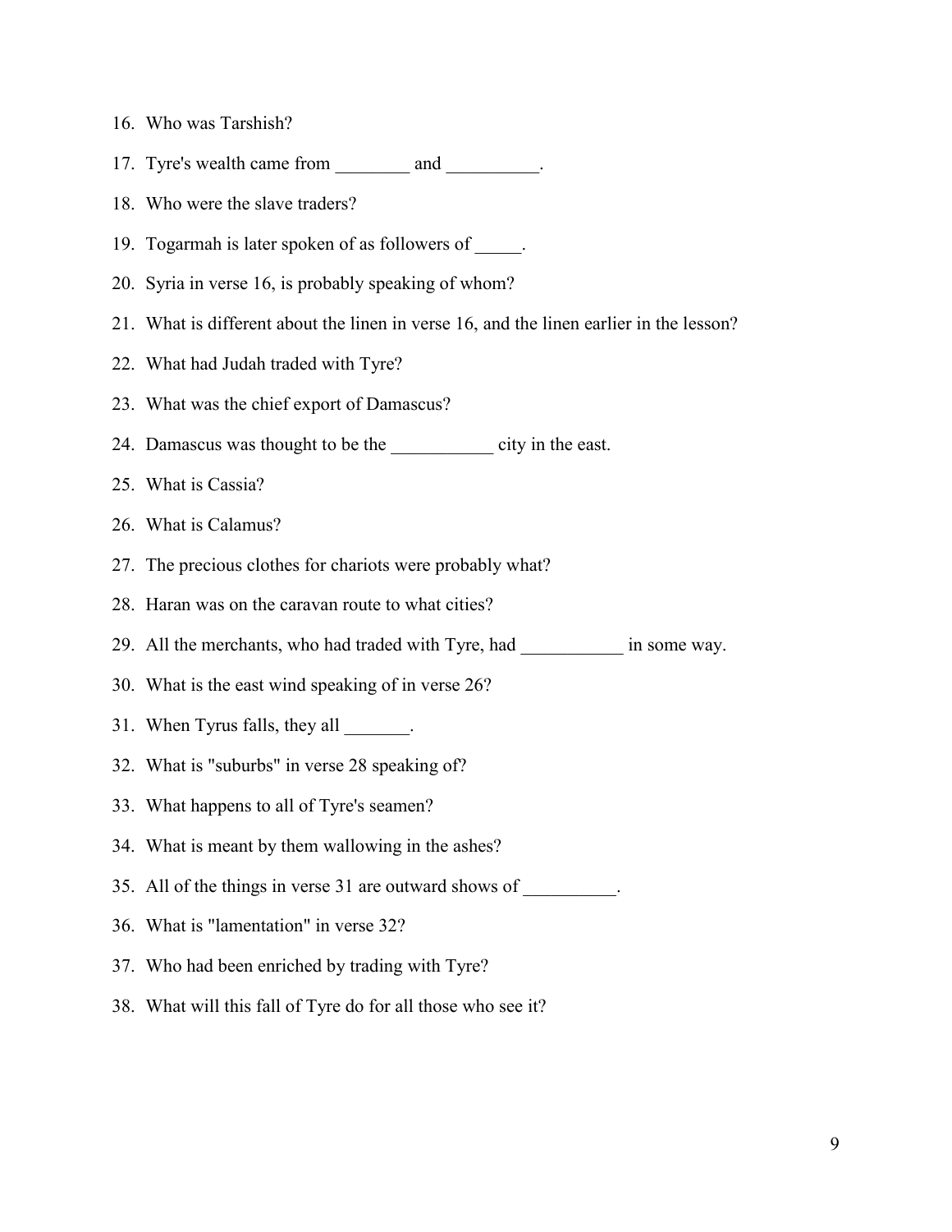16. Who was Tarshish?
17. Tyre's wealth came from ________ and __________.
18. Who were the slave traders?
19. Togarmah is later spoken of as followers of _____.
20. Syria in verse 16, is probably speaking of whom?
21. What is different about the linen in verse 16, and the linen earlier in the lesson?
22. What had Judah traded with Tyre?
23. What was the chief export of Damascus?
24. Damascus was thought to be the ___________ city in the east.
25. What is Cassia?
26. What is Calamus?
27. The precious clothes for chariots were probably what?
28. Haran was on the caravan route to what cities?
29. All the merchants, who had traded with Tyre, had ___________ in some way.
30. What is the east wind speaking of in verse 26?
31. When Tyrus falls, they all _______.
32. What is "suburbs" in verse 28 speaking of?
33. What happens to all of Tyre's seamen?
34. What is meant by them wallowing in the ashes?
35. All of the things in verse 31 are outward shows of __________.
36. What is "lamentation" in verse 32?
37. Who had been enriched by trading with Tyre?
38. What will this fall of Tyre do for all those who see it?